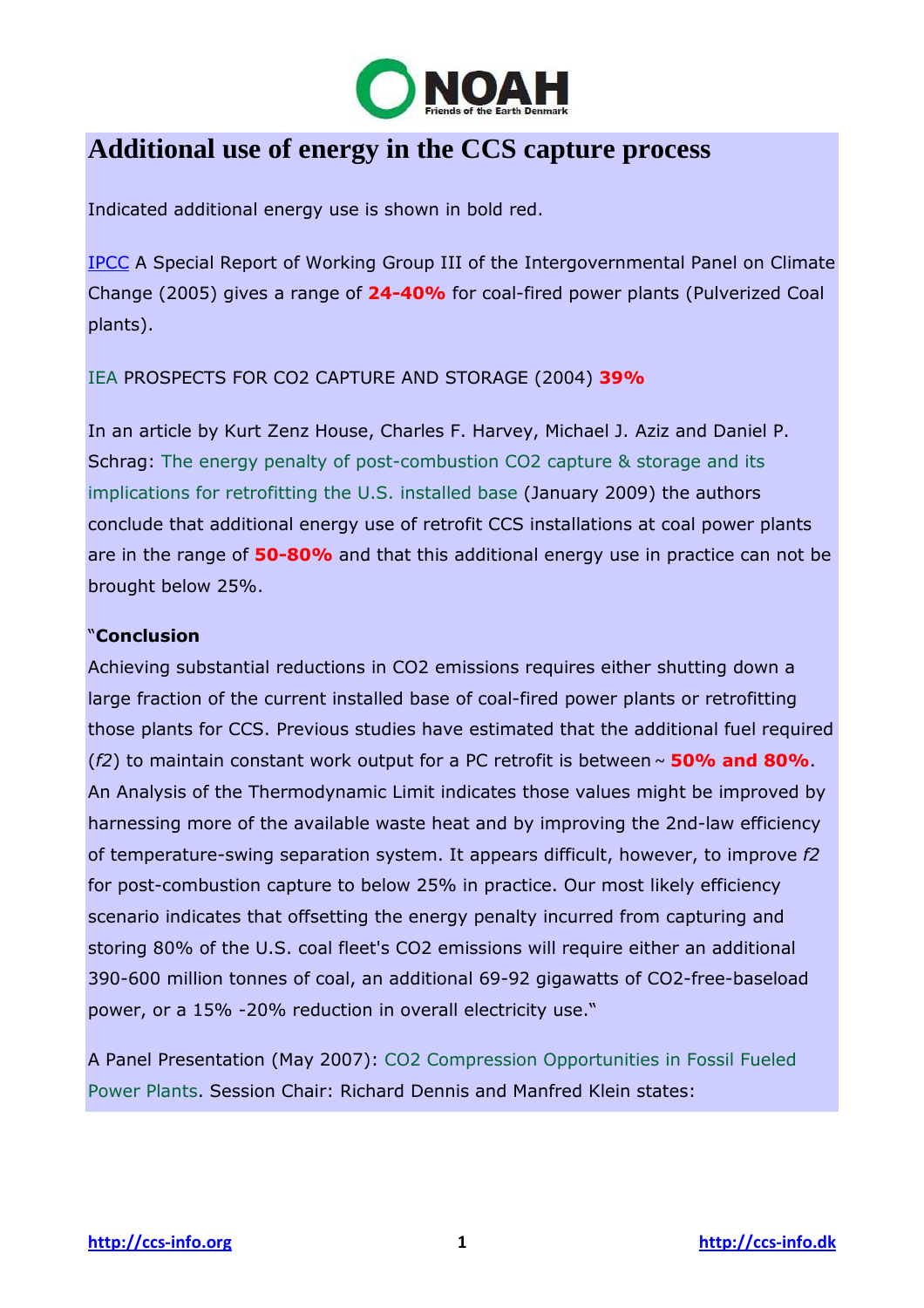# Additional use of energy in the CCS capture process

Indicated additional energy use is shown in bold red.

IPCC A Special Report of Working Group III of the Intergovernmental Panel on Climate Change (2005) gives a range of **24-40%** for coal-fired power plants (Pulverized Coal plants).

IEA PROSPECTS FOR CO2 CAPTURE AND STORAGE (2004) **39%**

In an article by Kurt Zenz House, Charles F. Harvey, Michael J. Aziz and Daniel P. Schrag: The energy penalty of post-combustion CO2 capture & storage and its implications for retrofitting the U.S. installed base (January 2009) the authors conclude that additional energy use of retrofit CCS installations at coal power plants are in the range of **50-80%** and that this additional energy use in practice can not be brought below 25%.

"**Conclusion**

Achieving substantial reductions in CO2 emissions requires either shutting down a large fraction of the current installed base of coal-fired power plants or retrofitting those plants for CCS. Previous studies have estimated that the additional fuel required (*f2*) to maintain constant work output for a PC retrofit is between ~ **50% and 80%**. An Analysis of the Thermodynamic Limit indicates those values might be improved by harnessing more of the available waste heat and by improving the 2nd-law efficiency of temperature-swing separation system. It appears difficult, however, to improve *f2* for post-combustion capture to below 25% in practice. Our most likely efficiency scenario indicates that offsetting the energy penalty incurred from capturing and storing 80% of the U.S. coal fleet's CO2 emissions will require either an additional 390-600 million tonnes of coal, an additional 69-92 gigawatts of CO2-free-baseload power, or a 15% -20% reduction in overall electricity use."

A Panel Presentation (May 2007): CO2 Compression Opportunities in Fossil Fueled Power Plants. Session Chair: Richard Dennis and Manfred Klein states: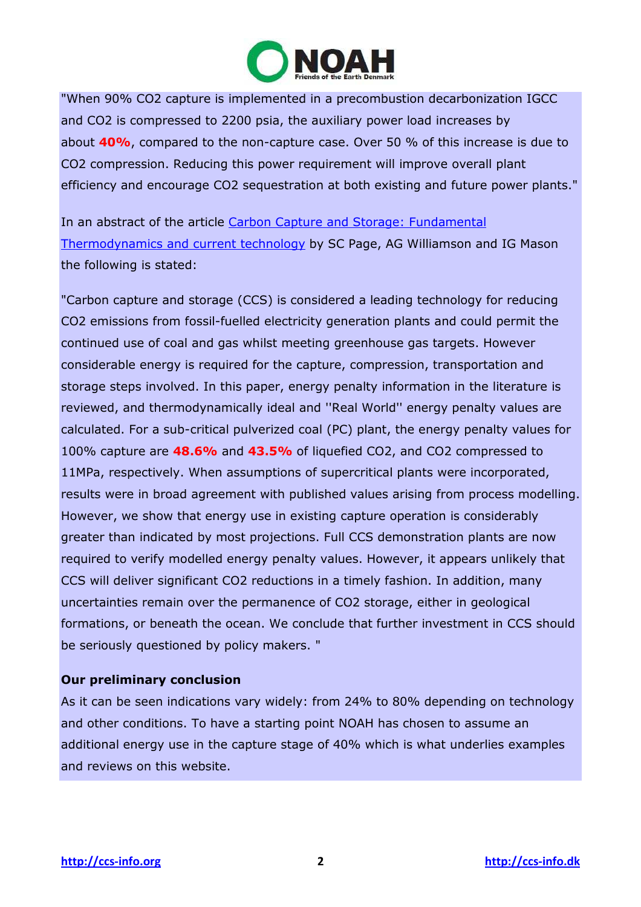"When 90% $CO_2$ capture is implemented in a precombustion decarbonization IGCC and $CO_2$ is compressed to 2200 psia, the auxiliary power load increases by about **40%**, compared to the non-capture case. Over 50 % of this increase is due to $CO_2$ compression. Reducing this power requirement will improve overall plant efficiency and encourage $CO_2$ sequestration at both existing and future power plants."

In an abstract of the article [Carbon Capture and Storage: Fundamental Thermodynamics and current technology](Carbon Capture and Storage: Fundamental Thermodynamics and current technology) by SC Page, AG Williamson and IG Mason the following is stated:

"Carbon capture and storage (CCS) is considered a leading technology for reducing $CO_2$ emissions from fossil-fuelled electricity generation plants and could permit the continued use of coal and gas whilst meeting greenhouse gas targets. However considerable energy is required for the capture, compression, transportation and storage steps involved. In this paper, energy penalty information in the literature is reviewed, and thermodynamically ideal and ''Real World'' energy penalty values are calculated. For a sub-critical pulverized coal (PC) plant, the energy penalty values for 100% capture are **48.6%** and **43.5%** of liquefied $CO_2$, and $CO_2$ compressed to 11MPa, respectively. When assumptions of supercritical plants were incorporated, results were in broad agreement with published values arising from process modelling. However, we show that energy use in existing capture operation is considerably greater than indicated by most projections. Full CCS demonstration plants are now required to verify modelled energy penalty values. However, it appears unlikely that CCS will deliver significant $CO_2$ reductions in a timely fashion. In addition, many uncertainties remain over the permanence of $CO_2$ storage, either in geological formations, or beneath the ocean. We conclude that further investment in CCS should be seriously questioned by policy makers. "

**Our preliminary conclusion**

As it can be seen indications vary widely: from 24% to 80% depending on technology and other conditions. To have a starting point NOAH has chosen to assume an additional energy use in the capture stage of 40% which is what underlies examples and reviews on this website.